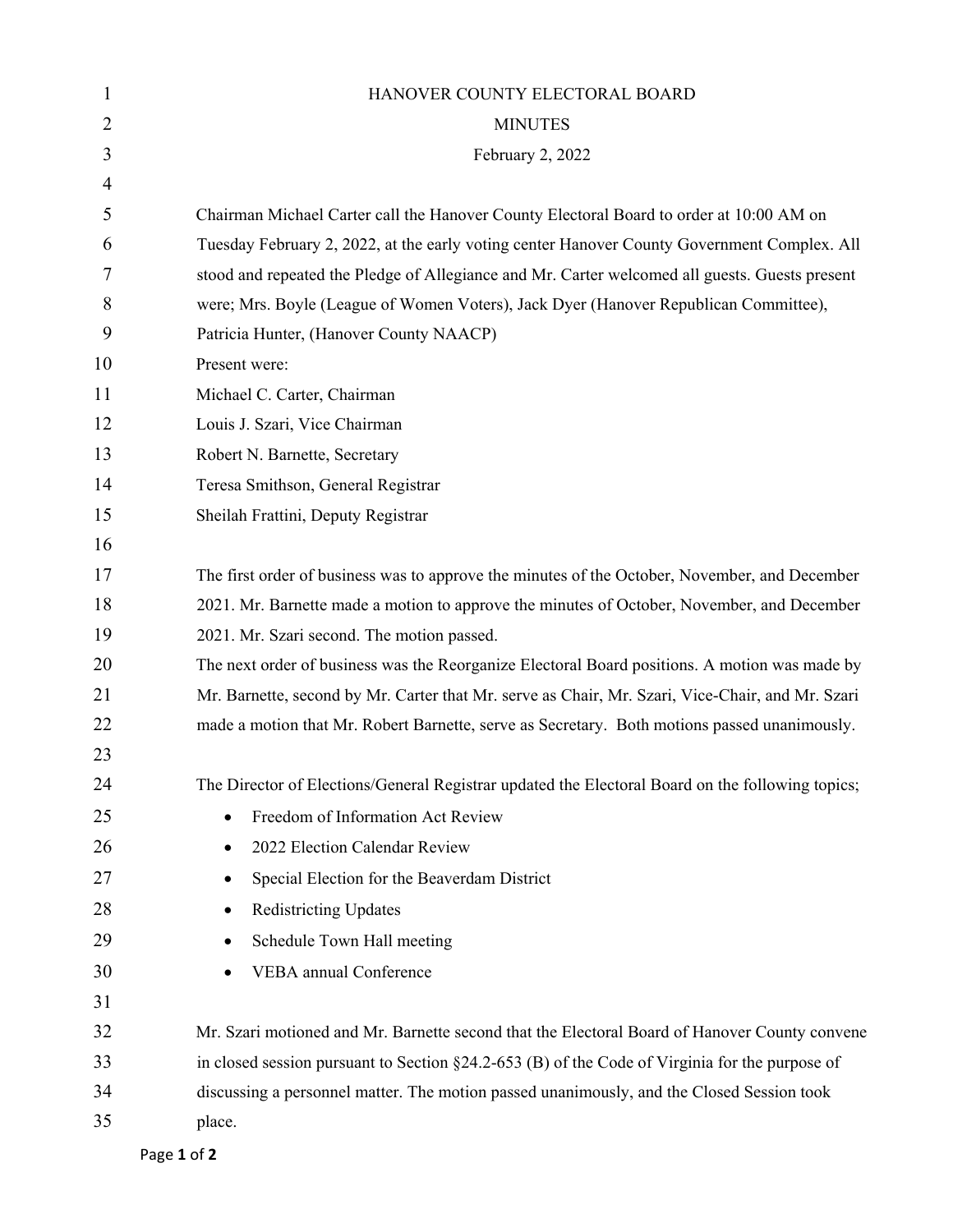HANOVER COUNTY ELECTORAL BOARD

MINUTES

February 2, 2022

Chairman Michael Carter call the Hanover County Electoral Board to order at 10:00 AM on Tuesday February 2, 2022, at the early voting center Hanover County Government Complex. All stood and repeated the Pledge of Allegiance and Mr. Carter welcomed all guests. Guests present were; Mrs. Boyle (League of Women Voters), Jack Dyer (Hanover Republican Committee), Patricia Hunter, (Hanover County NAACP)

Present were:

Michael C. Carter, Chairman
Louis J. Szari, Vice Chairman
Robert N. Barnette, Secretary
Teresa Smithson, General Registrar
Sheilah Frattini, Deputy Registrar

The first order of business was to approve the minutes of the October, November, and December 2021. Mr. Barnette made a motion to approve the minutes of October, November, and December 2021. Mr. Szari second. The motion passed.

The next order of business was the Reorganize Electoral Board positions. A motion was made by Mr. Barnette, second by Mr. Carter that Mr. serve as Chair, Mr. Szari, Vice-Chair, and Mr. Szari made a motion that Mr. Robert Barnette, serve as Secretary. Both motions passed unanimously.

The Director of Elections/General Registrar updated the Electoral Board on the following topics;

- Freedom of Information Act Review
- 2022 Election Calendar Review
- Special Election for the Beaverdam District
- Redistricting Updates
- Schedule Town Hall meeting
- VEBA annual Conference

Mr. Szari motioned and Mr. Barnette second that the Electoral Board of Hanover County convene in closed session pursuant to Section §24.2-653 (B) of the Code of Virginia for the purpose of discussing a personnel matter. The motion passed unanimously, and the Closed Session took place.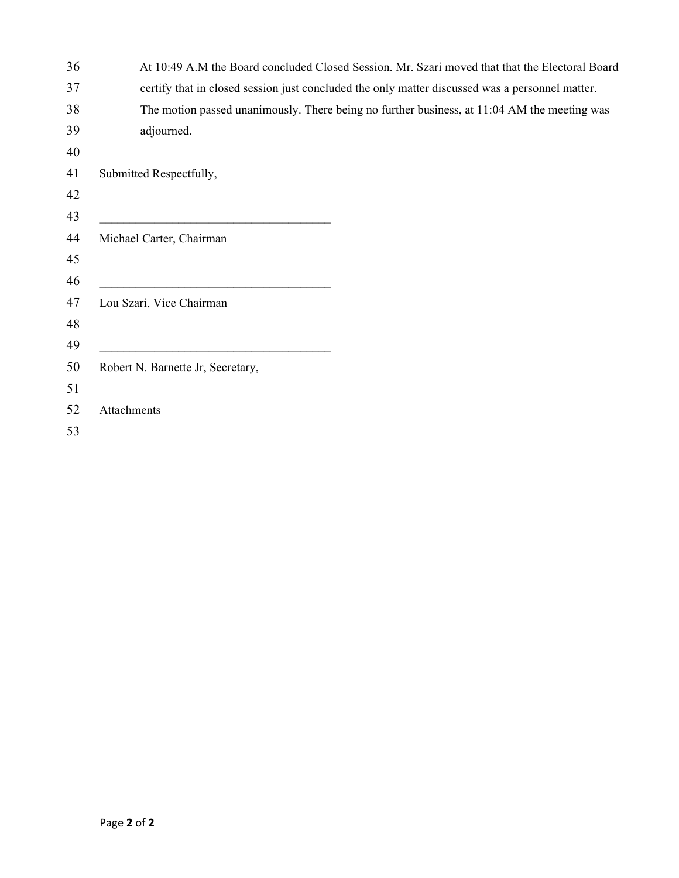At 10:49 A.M the Board concluded Closed Session. Mr. Szari moved that that the Electoral Board certify that in closed session just concluded the only matter discussed was a personnel matter. The motion passed unanimously. There being no further business, at 11:04 AM the meeting was adjourned.

Submitted Respectfully,

______________________________________
Michael Carter, Chairman

______________________________________
Lou Szari, Vice Chairman

______________________________________
Robert N. Barnette Jr, Secretary,

Attachments